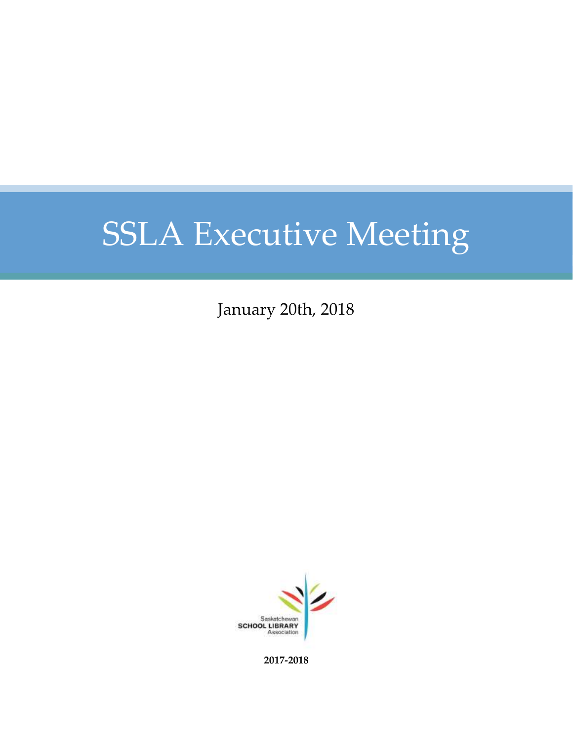# SSLA Executive Meeting

January 20th, 2018

Saskatchewan SCHOOL LIBRARY Association

**2017-2018**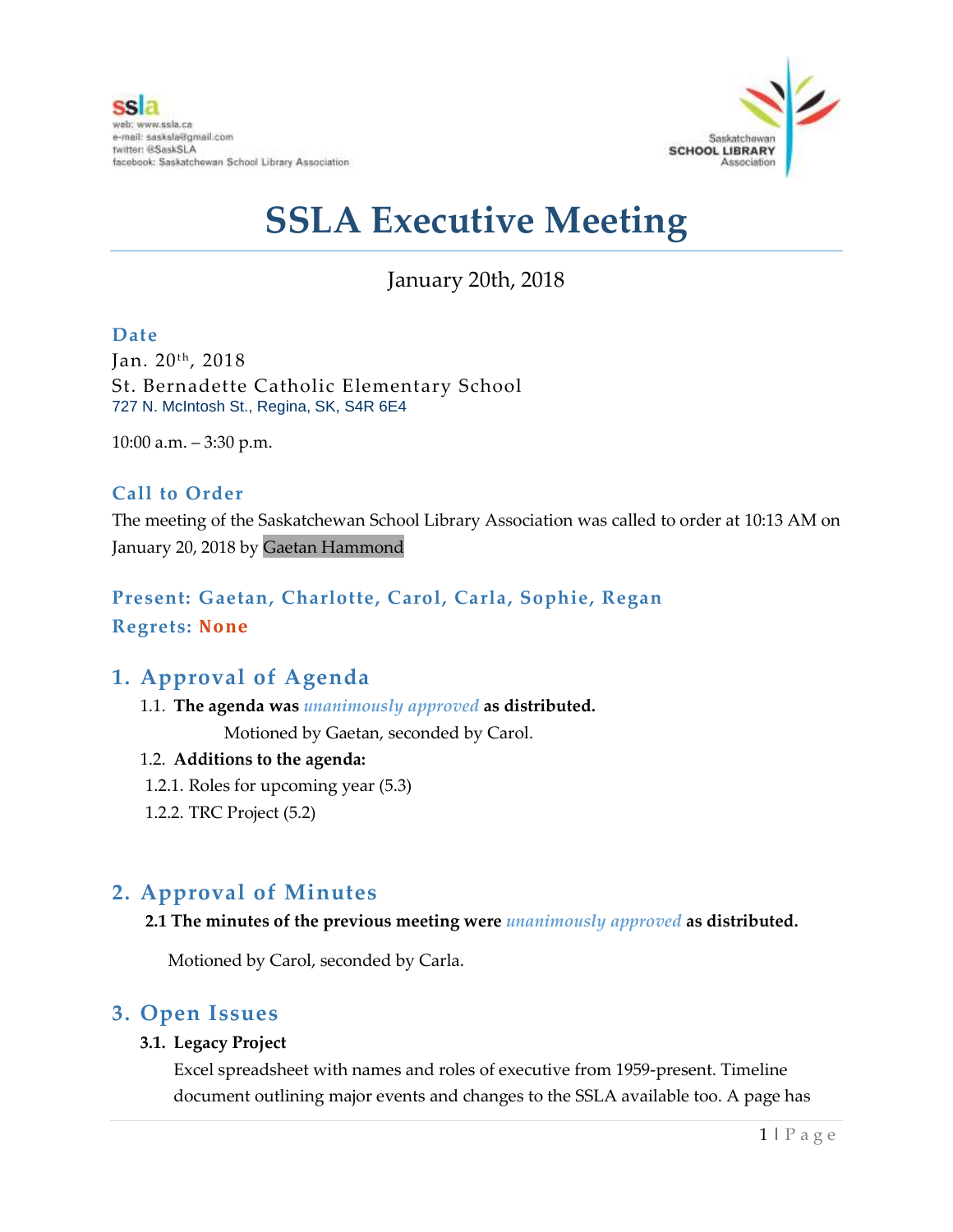# SSLA Executive Meeting

January 20th, 2018

### Date

Jan. 20th, 2018
St. Bernadette Catholic Elementary School
727 N. McIntosh St., Regina, SK, S4R 6E4

10:00 a.m. – 3:30 p.m.

### Call to Order

The meeting of the Saskatchewan School Library Association was called to order at 10:13 AM on January 20, 2018 by Gaetan Hammond

### Present: Gaetan, Charlotte, Carol, Carla, Sophie, Regan

### Regrets: None

## 1. Approval of Agenda

1.1. **The agenda was *unanimously approved* as distributed.**

Motioned by Gaetan, seconded by Carol.

1.2. **Additions to the agenda:**

1.2.1. Roles for upcoming year (5.3)

1.2.2. TRC Project (5.2)

## 2. Approval of Minutes

**2.1 The minutes of the previous meeting were *unanimously approved* as distributed.**

Motioned by Carol, seconded by Carla.

## 3. Open Issues

### 3.1. Legacy Project

Excel spreadsheet with names and roles of executive from 1959-present. Timeline document outlining major events and changes to the SSLA available too. A page has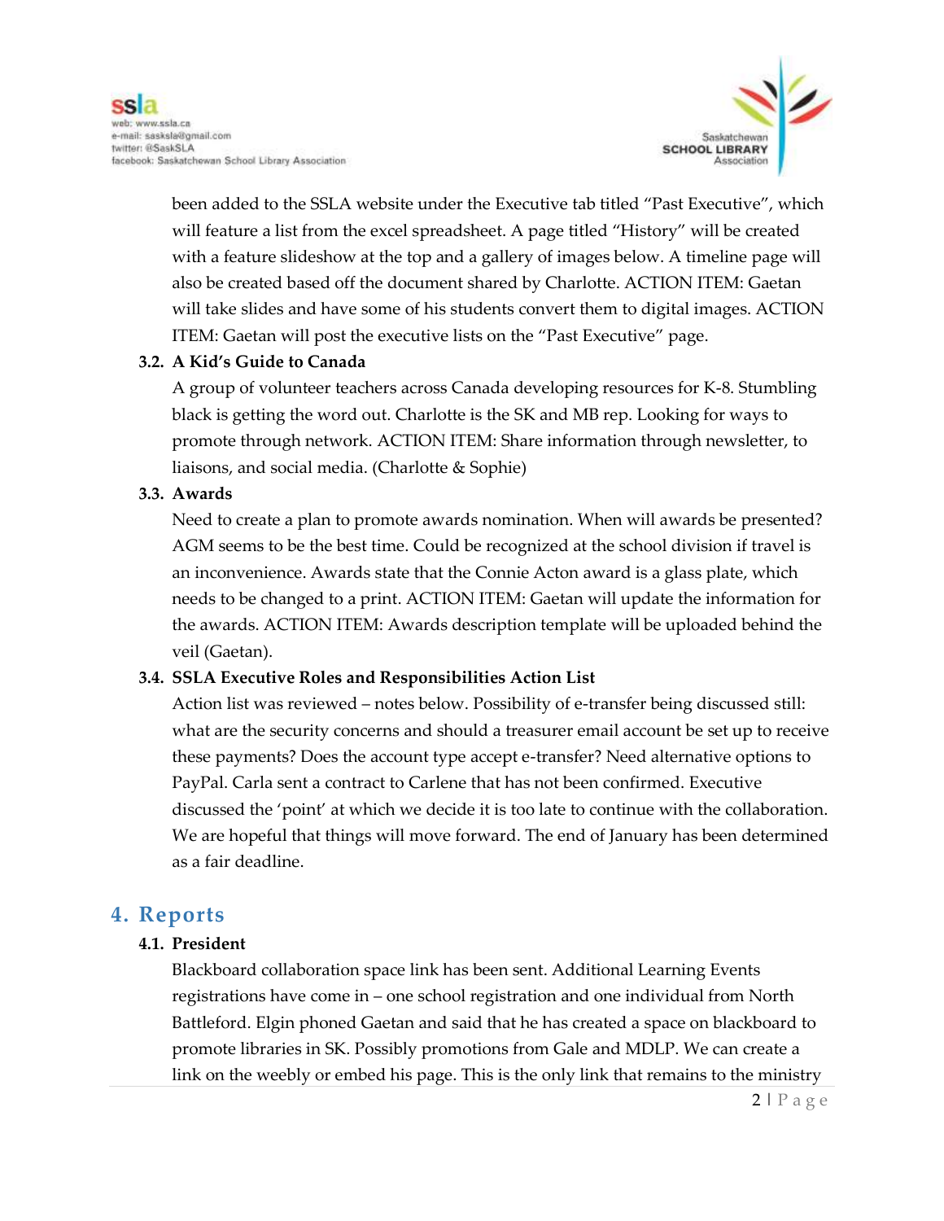been added to the SSLA website under the Executive tab titled "Past Executive", which will feature a list from the excel spreadsheet. A page titled "History" will be created with a feature slideshow at the top and a gallery of images below. A timeline page will also be created based off the document shared by Charlotte. ACTION ITEM: Gaetan will take slides and have some of his students convert them to digital images. ACTION ITEM: Gaetan will post the executive lists on the "Past Executive" page.

### 3.2. A Kid's Guide to Canada

A group of volunteer teachers across Canada developing resources for K-8. Stumbling black is getting the word out. Charlotte is the SK and MB rep. Looking for ways to promote through network. ACTION ITEM: Share information through newsletter, to liaisons, and social media. (Charlotte & Sophie)

### 3.3. Awards

Need to create a plan to promote awards nomination. When will awards be presented? AGM seems to be the best time. Could be recognized at the school division if travel is an inconvenience. Awards state that the Connie Acton award is a glass plate, which needs to be changed to a print. ACTION ITEM: Gaetan will update the information for the awards. ACTION ITEM: Awards description template will be uploaded behind the veil (Gaetan).

### 3.4. SSLA Executive Roles and Responsibilities Action List

Action list was reviewed – notes below. Possibility of e-transfer being discussed still: what are the security concerns and should a treasurer email account be set up to receive these payments? Does the account type accept e-transfer? Need alternative options to PayPal. Carla sent a contract to Carlene that has not been confirmed. Executive discussed the 'point' at which we decide it is too late to continue with the collaboration. We are hopeful that things will move forward. The end of January has been determined as a fair deadline.

## 4. Reports

### 4.1. President

Blackboard collaboration space link has been sent. Additional Learning Events registrations have come in – one school registration and one individual from North Battleford. Elgin phoned Gaetan and said that he has created a space on blackboard to promote libraries in SK. Possibly promotions from Gale and MDLP. We can create a link on the weebly or embed his page. This is the only link that remains to the ministry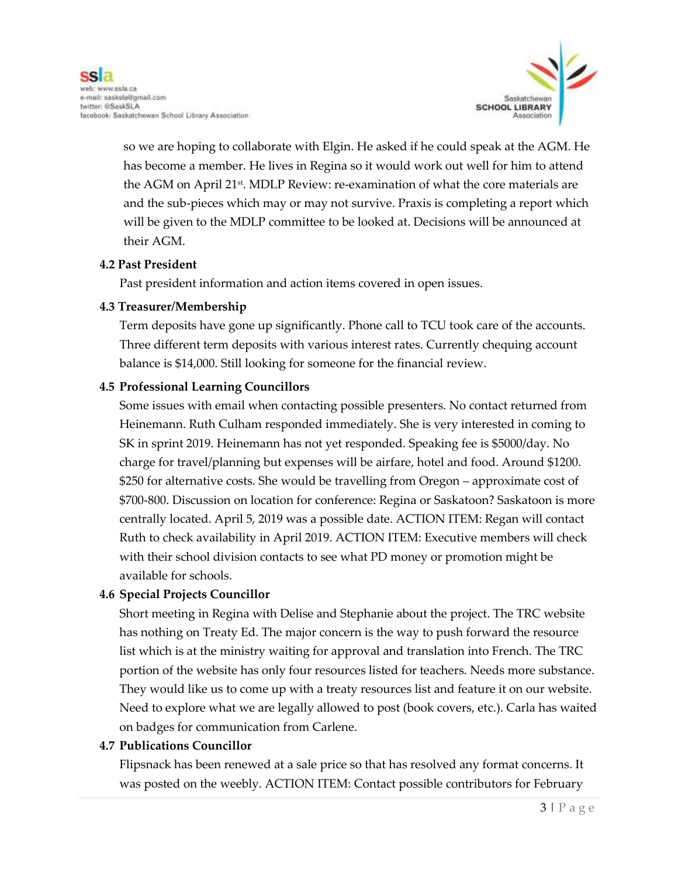so we are hoping to collaborate with Elgin. He asked if he could speak at the AGM. He has become a member. He lives in Regina so it would work out well for him to attend the AGM on April 21st. MDLP Review: re-examination of what the core materials are and the sub-pieces which may or may not survive. Praxis is completing a report which will be given to the MDLP committee to be looked at. Decisions will be announced at their AGM.

**4.2 Past President**

Past president information and action items covered in open issues.

**4.3 Treasurer/Membership**

Term deposits have gone up significantly. Phone call to TCU took care of the accounts. Three different term deposits with various interest rates. Currently chequing account balance is $14,000. Still looking for someone for the financial review.

**4.5 Professional Learning Councillors**

Some issues with email when contacting possible presenters. No contact returned from Heinemann. Ruth Culham responded immediately. She is very interested in coming to SK in sprint 2019. Heinemann has not yet responded. Speaking fee is $5000/day. No charge for travel/planning but expenses will be airfare, hotel and food. Around $1200. $250 for alternative costs. She would be travelling from Oregon – approximate cost of $700-800. Discussion on location for conference: Regina or Saskatoon? Saskatoon is more centrally located. April 5, 2019 was a possible date. ACTION ITEM: Regan will contact Ruth to check availability in April 2019. ACTION ITEM: Executive members will check with their school division contacts to see what PD money or promotion might be available for schools.

**4.6 Special Projects Councillor**

Short meeting in Regina with Delise and Stephanie about the project. The TRC website has nothing on Treaty Ed. The major concern is the way to push forward the resource list which is at the ministry waiting for approval and translation into French. The TRC portion of the website has only four resources listed for teachers. Needs more substance. They would like us to come up with a treaty resources list and feature it on our website. Need to explore what we are legally allowed to post (book covers, etc.). Carla has waited on badges for communication from Carlene.

**4.7 Publications Councillor**

Flipsnack has been renewed at a sale price so that has resolved any format concerns. It was posted on the weebly. ACTION ITEM: Contact possible contributors for February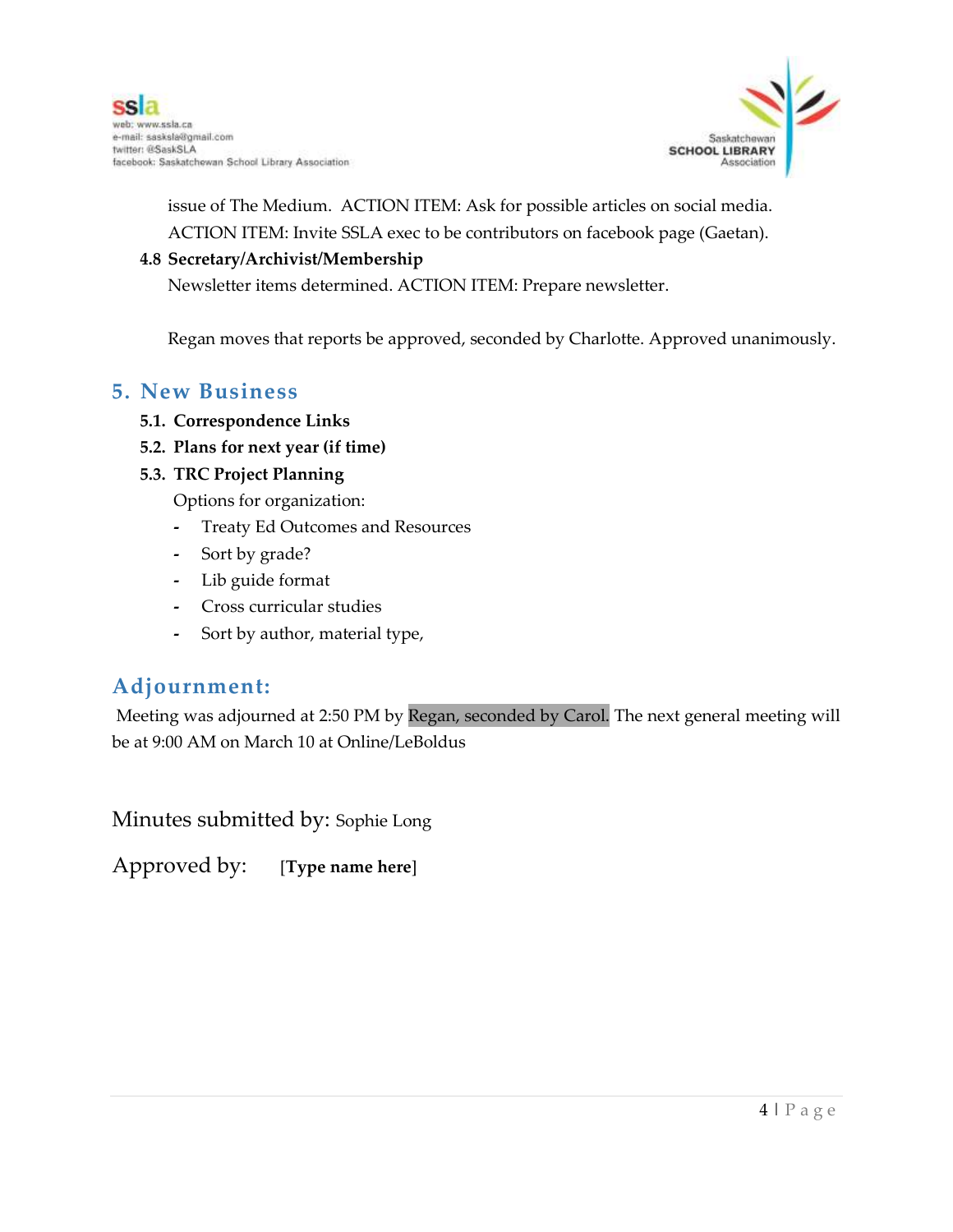issue of The Medium.  ACTION ITEM: Ask for possible articles on social media. ACTION ITEM: Invite SSLA exec to be contributors on facebook page (Gaetan).

**4.8 Secretary/Archivist/Membership**

Newsletter items determined. ACTION ITEM: Prepare newsletter.

Regan moves that reports be approved, seconded by Charlotte. Approved unanimously.

## 5. New Business

**5.1. Correspondence Links**

**5.2. Plans for next year (if time)**

**5.3. TRC Project Planning**

Options for organization:

- Treaty Ed Outcomes and Resources
- Sort by grade?
- Lib guide format
- Cross curricular studies
- Sort by author, material type,

## Adjournment:

Meeting was adjourned at 2:50 PM by Regan, seconded by Carol. The next general meeting will be at 9:00 AM on March 10 at Online/LeBoldus

Minutes submitted by: Sophie Long

Approved by: **[Type name here]**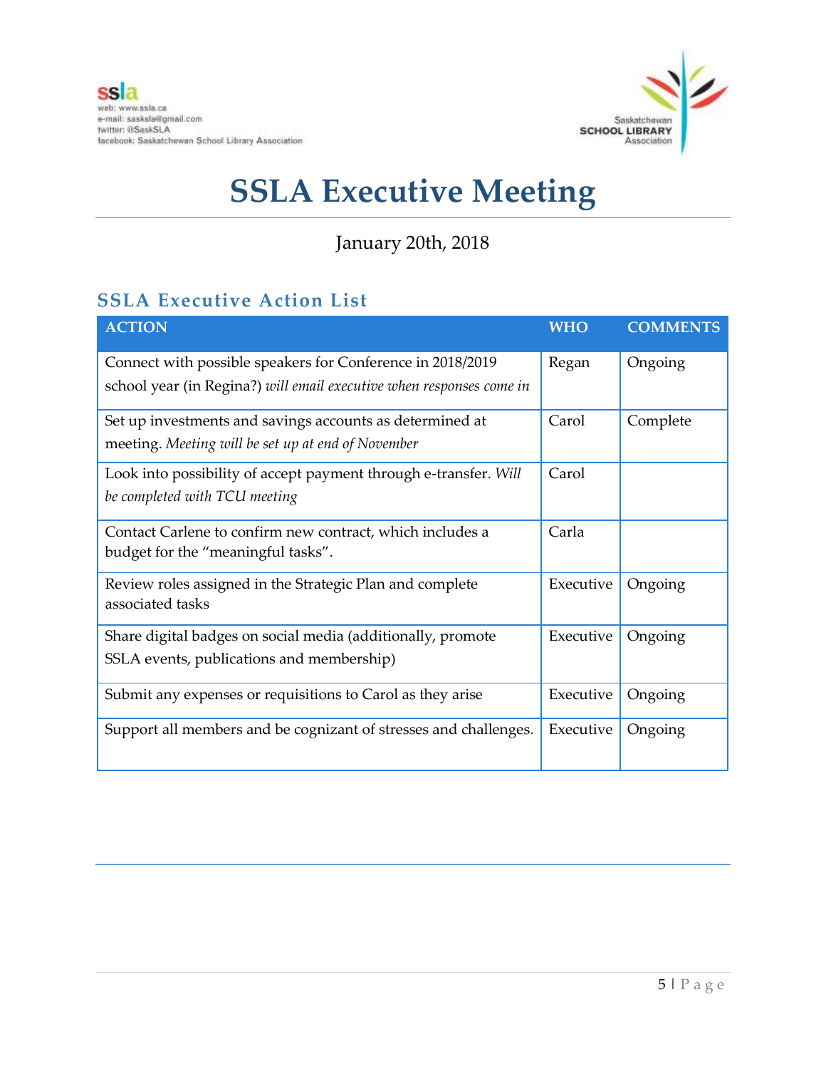ssla
web: www.ssla.ca
e-mail: sasksla@gmail.com
twitter: @SaskSLA
facebook: Saskatchewan School Library Association

Saskatchewan SCHOOL LIBRARY Association

# SSLA Executive Meeting

January 20th, 2018

## SSLA Executive Action List

| ACTION | WHO | COMMENTS |
|---|---|---|
| Connect with possible speakers for Conference in 2018/2019 school year (in Regina?) *will email executive when responses come in* | Regan | Ongoing |
| Set up investments and savings accounts as determined at meeting. *Meeting will be set up at end of November* | Carol | Complete |
| Look into possibility of accept payment through e-transfer. *Will be completed with TCU meeting* | Carol | |
| Contact Carlene to confirm new contract, which includes a budget for the "meaningful tasks". | Carla | |
| Review roles assigned in the Strategic Plan and complete associated tasks | Executive | Ongoing |
| Share digital badges on social media (additionally, promote SSLA events, publications and membership) | Executive | Ongoing |
| Submit any expenses or requisitions to Carol as they arise | Executive | Ongoing |
| Support all members and be cognizant of stresses and challenges. | Executive | Ongoing |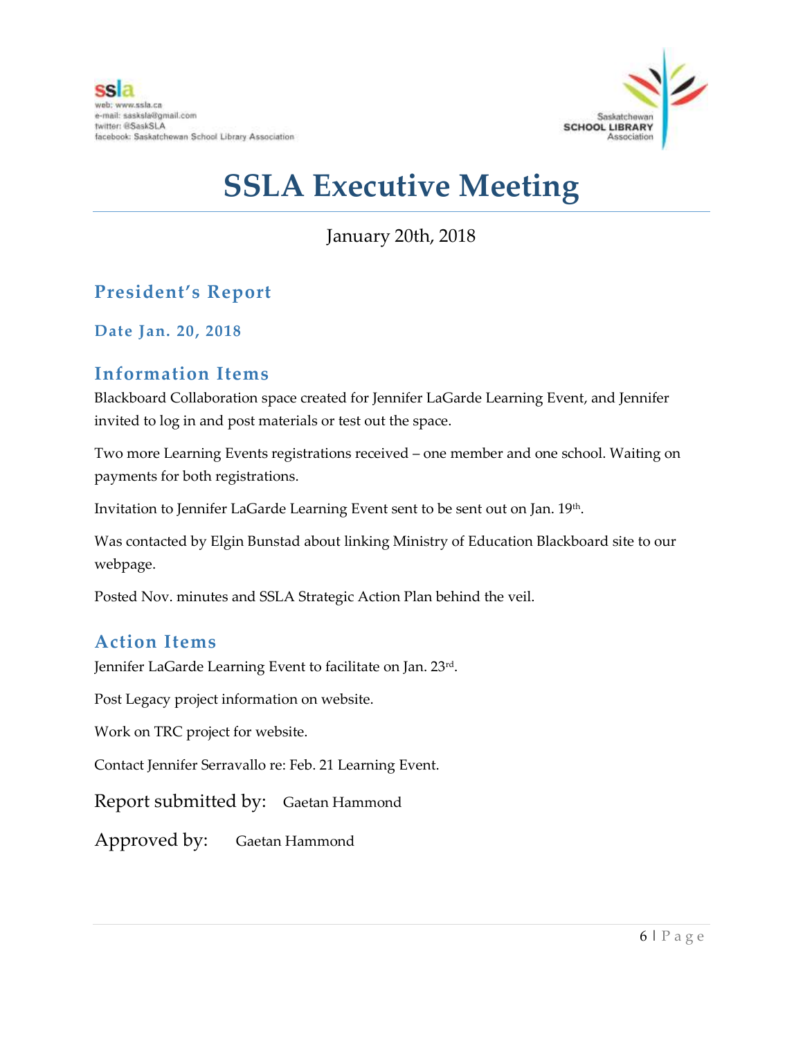# SSLA Executive Meeting

January 20th, 2018

## President's Report

### Date Jan. 20, 2018

## Information Items

Blackboard Collaboration space created for Jennifer LaGarde Learning Event, and Jennifer invited to log in and post materials or test out the space.

Two more Learning Events registrations received – one member and one school. Waiting on payments for both registrations.

Invitation to Jennifer LaGarde Learning Event sent to be sent out on Jan. 19th.

Was contacted by Elgin Bunstad about linking Ministry of Education Blackboard site to our webpage.

Posted Nov. minutes and SSLA Strategic Action Plan behind the veil.

## Action Items

Jennifer LaGarde Learning Event to facilitate on Jan. 23rd.

Post Legacy project information on website.

Work on TRC project for website.

Contact Jennifer Serravallo re: Feb. 21 Learning Event.

Report submitted by: Gaetan Hammond

Approved by: Gaetan Hammond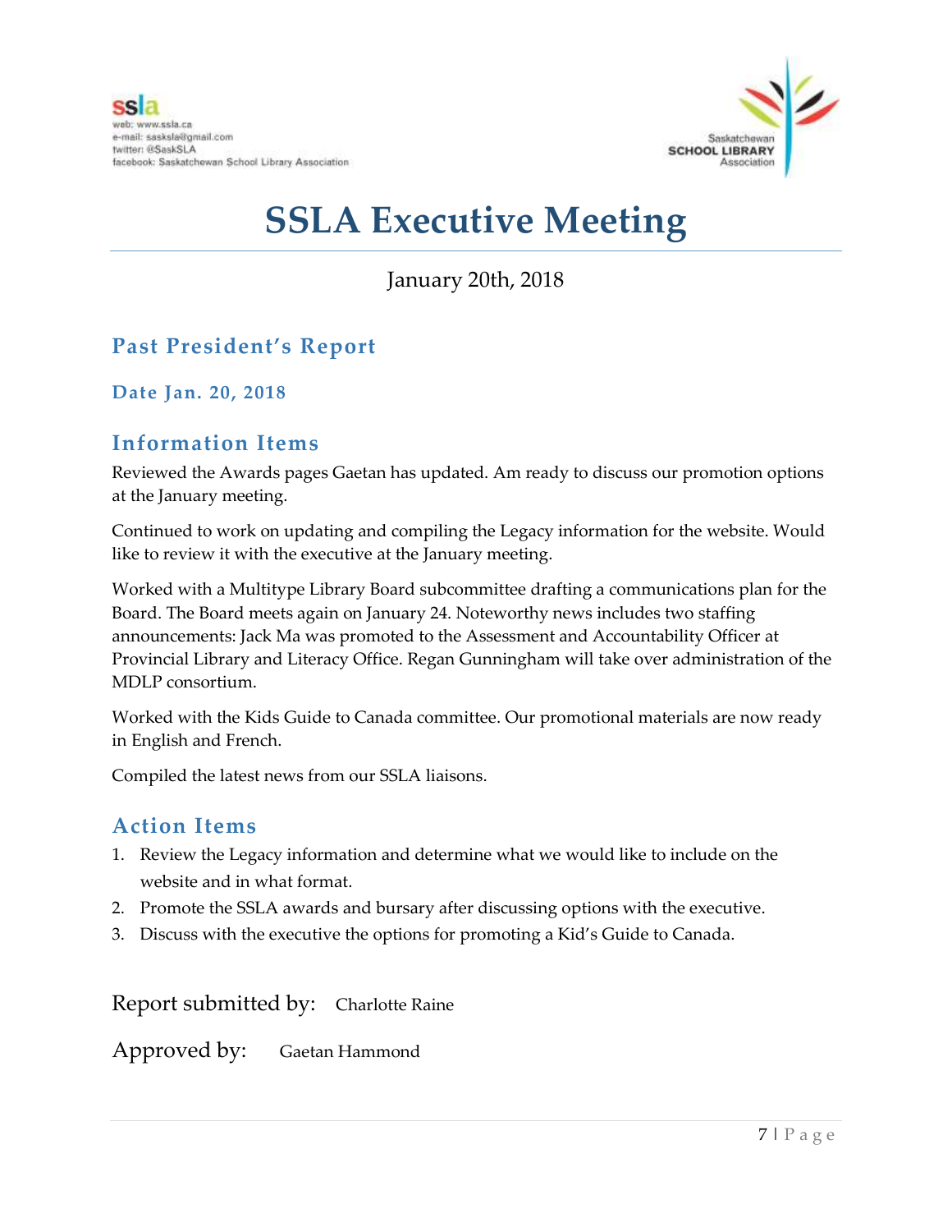ssla
web: www.ssla.ca
e-mail: sasksla@gmail.com
twitter: @SaskSLA
facebook: Saskatchewan School Library Association

Saskatchewan SCHOOL LIBRARY Association

# SSLA Executive Meeting

January 20th, 2018

## Past President's Report

### Date Jan. 20, 2018

## Information Items

Reviewed the Awards pages Gaetan has updated. Am ready to discuss our promotion options at the January meeting.

Continued to work on updating and compiling the Legacy information for the website. Would like to review it with the executive at the January meeting.

Worked with a Multitype Library Board subcommittee drafting a communications plan for the Board. The Board meets again on January 24. Noteworthy news includes two staffing announcements: Jack Ma was promoted to the Assessment and Accountability Officer at Provincial Library and Literacy Office. Regan Gunningham will take over administration of the MDLP consortium.

Worked with the Kids Guide to Canada committee. Our promotional materials are now ready in English and French.

Compiled the latest news from our SSLA liaisons.

## Action Items

1. Review the Legacy information and determine what we would like to include on the website and in what format.
2. Promote the SSLA awards and bursary after discussing options with the executive.
3. Discuss with the executive the options for promoting a Kid's Guide to Canada.

Report submitted by: Charlotte Raine

Approved by: Gaetan Hammond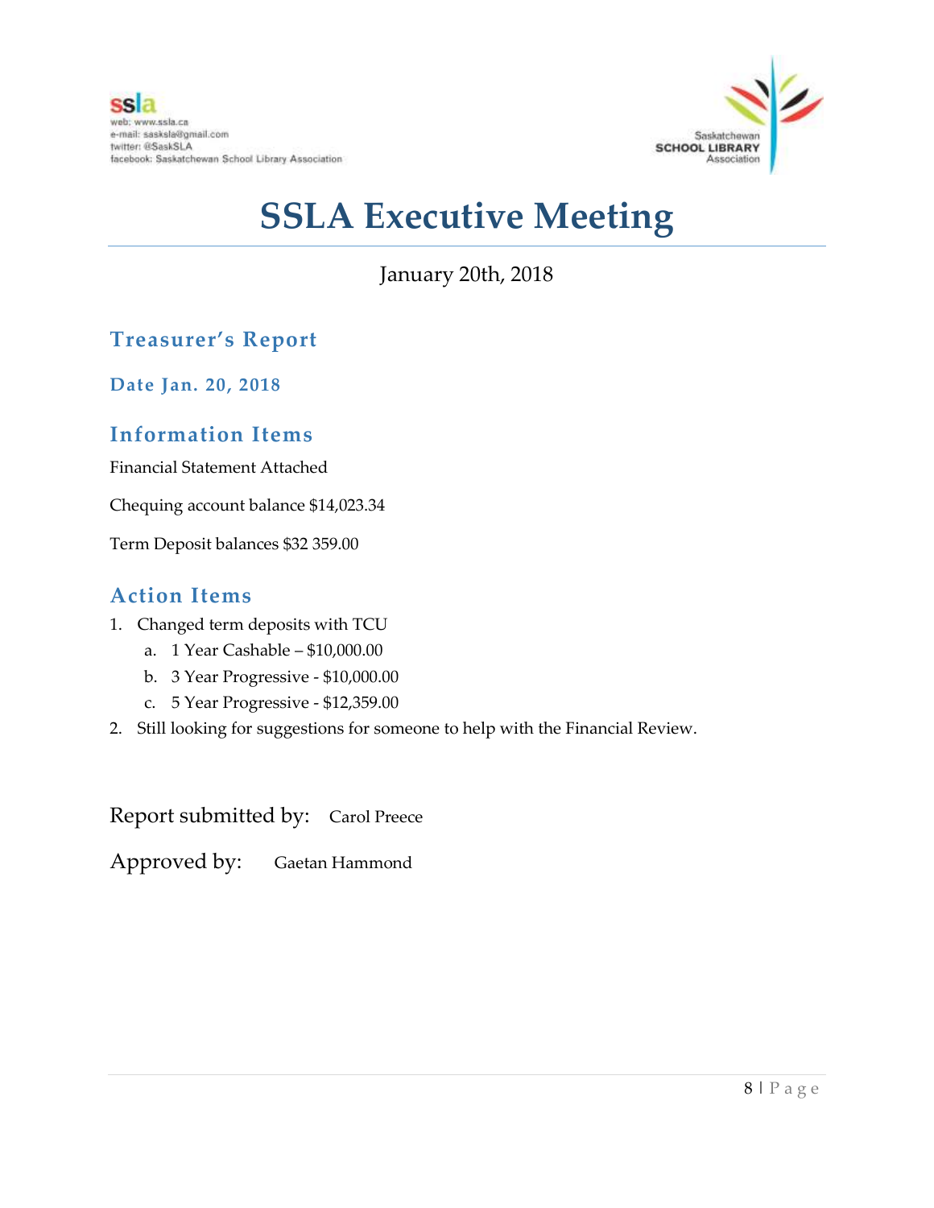ssla
web: www.ssla.ca
e-mail: sasksla@gmail.com
twitter: @SaskSLA
facebook: Saskatchewan School Library Association

Saskatchewan SCHOOL LIBRARY Association

# SSLA Executive Meeting

January 20th, 2018

## Treasurer's Report

### Date Jan. 20, 2018

## Information Items

Financial Statement Attached

Chequing account balance $14,023.34

Term Deposit balances $32 359.00

## Action Items

1. Changed term deposits with TCU
   a. 1 Year Cashable – $10,000.00
   b. 3 Year Progressive - $10,000.00
   c. 5 Year Progressive - $12,359.00
2. Still looking for suggestions for someone to help with the Financial Review.

Report submitted by: Carol Preece

Approved by: Gaetan Hammond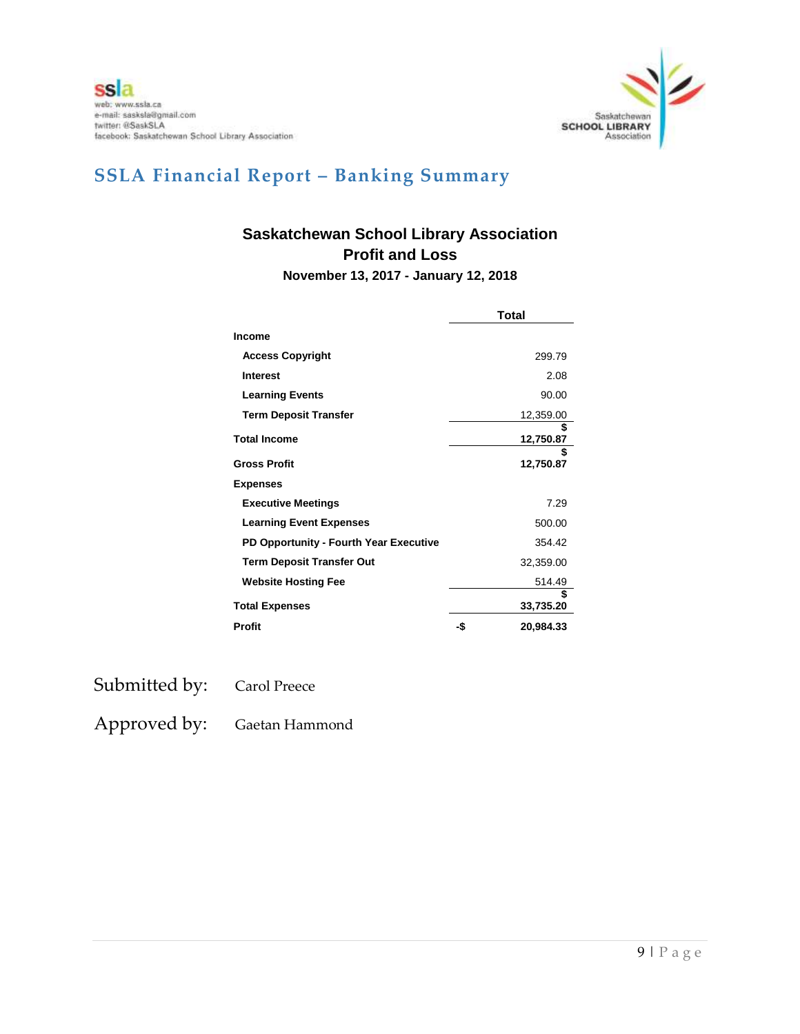ssla
web: www.ssla.ca
e-mail: sasksla@gmail.com
twitter: @SaskSLA
facebook: Saskatchewan School Library Association

Saskatchewan SCHOOL LIBRARY Association

## SSLA Financial Report – Banking Summary

### Saskatchewan School Library Association
### Profit and Loss
**November 13, 2017 - January 12, 2018**

| | Total |
|---|---|
| **Income** | |
| **Access Copyright** | 299.79 |
| **Interest** | 2.08 |
| **Learning Events** | 90.00 |
| **Term Deposit Transfer** | 12,359.00 |
| **Total Income** | **$ 12,750.87** |
| **Gross Profit** | **$ 12,750.87** |
| **Expenses** | |
| **Executive Meetings** | 7.29 |
| **Learning Event Expenses** | 500.00 |
| **PD Opportunity - Fourth Year Executive** | 354.42 |
| **Term Deposit Transfer Out** | 32,359.00 |
| **Website Hosting Fee** | 514.49 |
| **Total Expenses** | **$ 33,735.20** |
| **Profit** | **-$ 20,984.33** |

Submitted by: Carol Preece

Approved by: Gaetan Hammond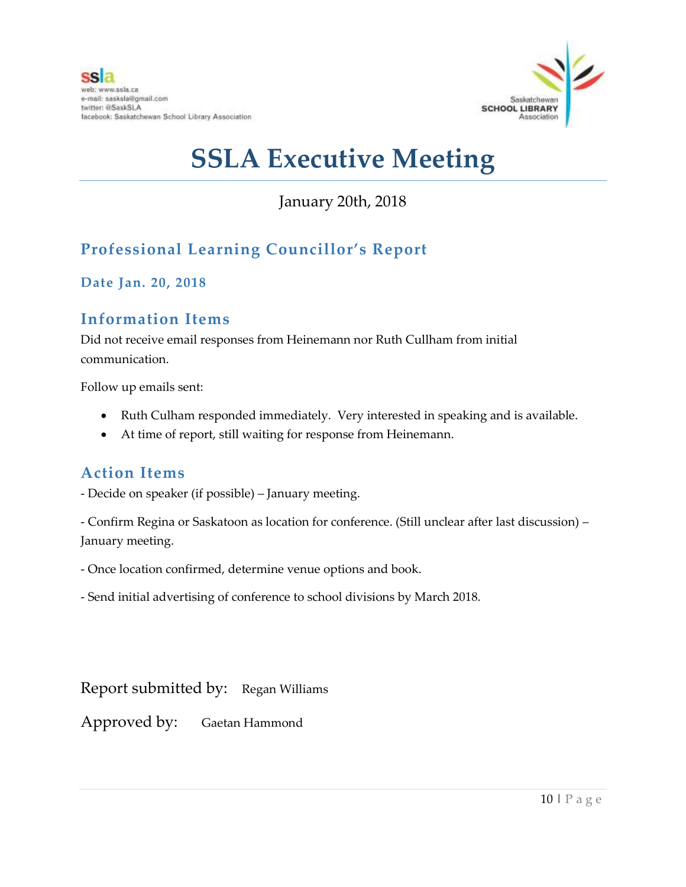ssla
web: www.ssla.ca
e-mail: sasksla@gmail.com
twitter: @SaskSLA
facebook: Saskatchewan School Library Association

Saskatchewan SCHOOL LIBRARY Association

# SSLA Executive Meeting

January 20th, 2018

## Professional Learning Councillor's Report

### Date Jan. 20, 2018

## Information Items

Did not receive email responses from Heinemann nor Ruth Cullham from initial communication.

Follow up emails sent:

- Ruth Culham responded immediately. Very interested in speaking and is available.
- At time of report, still waiting for response from Heinemann.

## Action Items

- Decide on speaker (if possible) – January meeting.

- Confirm Regina or Saskatoon as location for conference. (Still unclear after last discussion) – January meeting.

- Once location confirmed, determine venue options and book.

- Send initial advertising of conference to school divisions by March 2018.

Report submitted by: Regan Williams

Approved by: Gaetan Hammond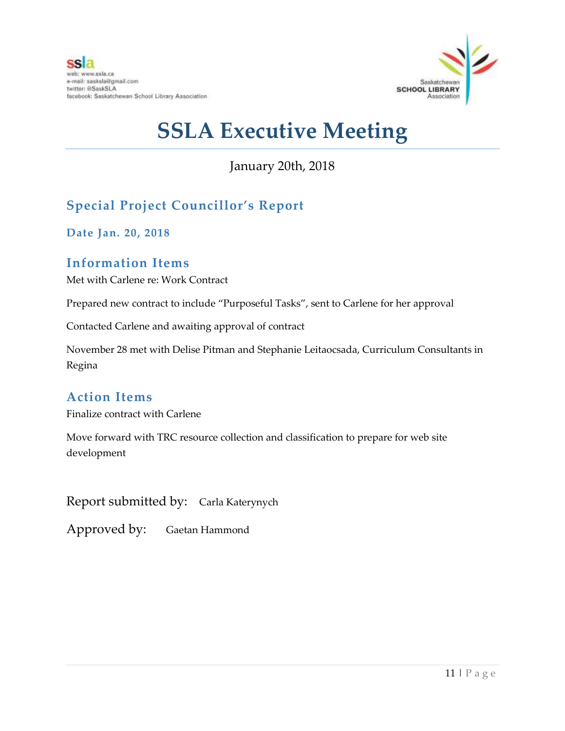# SSLA Executive Meeting

January 20th, 2018

## Special Project Councillor's Report

### Date Jan. 20, 2018

## Information Items

Met with Carlene re: Work Contract

Prepared new contract to include "Purposeful Tasks", sent to Carlene for her approval

Contacted Carlene and awaiting approval of contract

November 28 met with Delise Pitman and Stephanie Leitaocsada, Curriculum Consultants in Regina

## Action Items

Finalize contract with Carlene

Move forward with TRC resource collection and classification to prepare for web site development

Report submitted by: Carla Katerynych

Approved by: Gaetan Hammond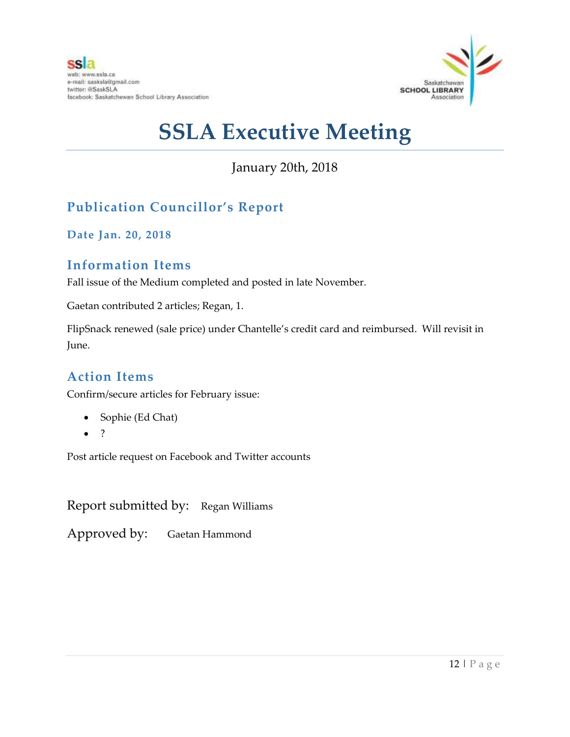# SSLA Executive Meeting

January 20th, 2018

## Publication Councillor's Report

### Date Jan. 20, 2018

## Information Items

Fall issue of the Medium completed and posted in late November.

Gaetan contributed 2 articles; Regan, 1.

FlipSnack renewed (sale price) under Chantelle's credit card and reimbursed. Will revisit in June.

## Action Items

Confirm/secure articles for February issue:

- Sophie (Ed Chat)
- ?

Post article request on Facebook and Twitter accounts

Report submitted by: Regan Williams

Approved by: Gaetan Hammond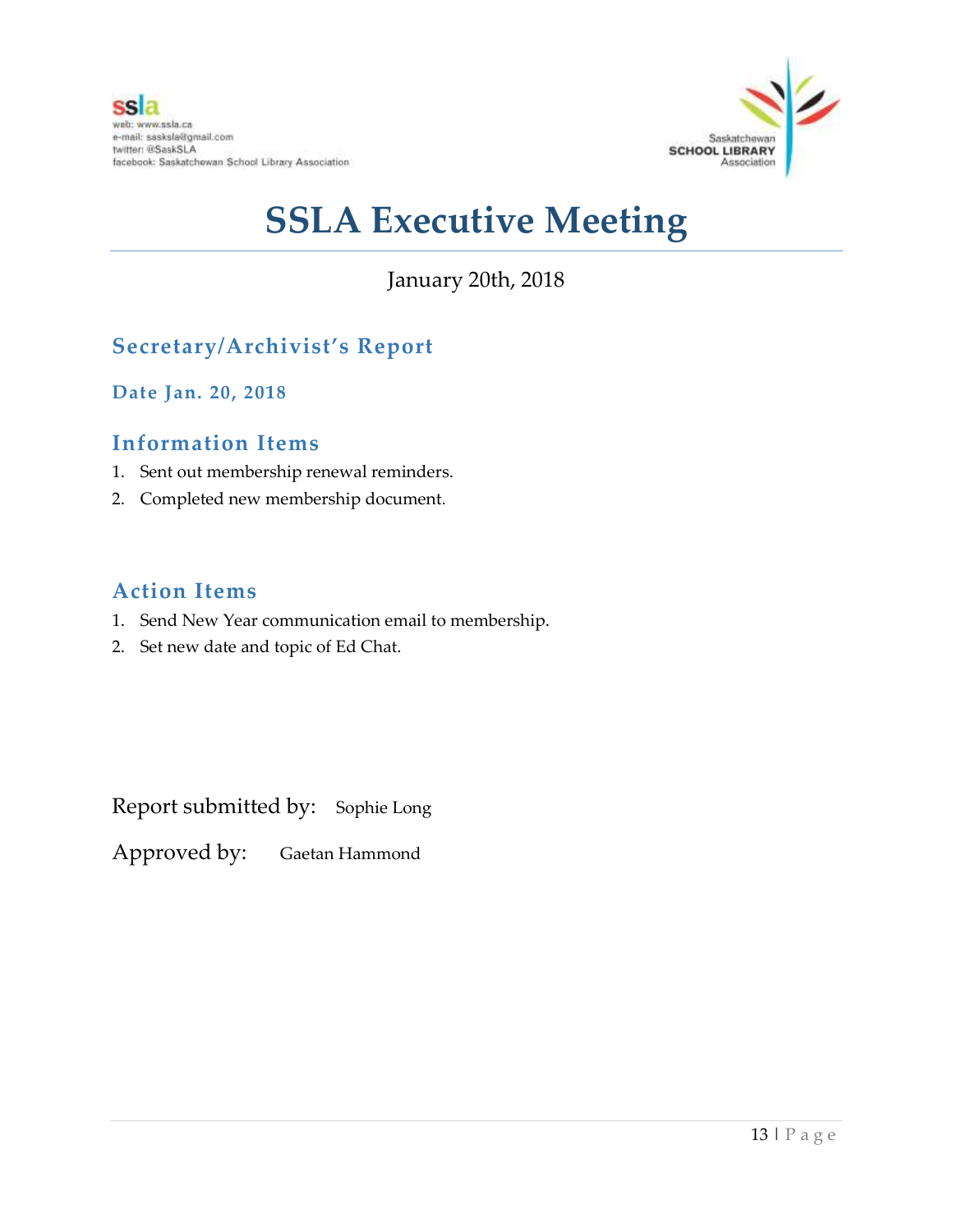ssla
web: www.ssla.ca
e-mail: sasksla@gmail.com
twitter: @SaskSLA
facebook: Saskatchewan School Library Association

Saskatchewan SCHOOL LIBRARY Association

# SSLA Executive Meeting

January 20th, 2018

## Secretary/Archivist's Report

### Date Jan. 20, 2018

## Information Items

1. Sent out membership renewal reminders.
2. Completed new membership document.

## Action Items

1. Send New Year communication email to membership.
2. Set new date and topic of Ed Chat.

Report submitted by: Sophie Long

Approved by: Gaetan Hammond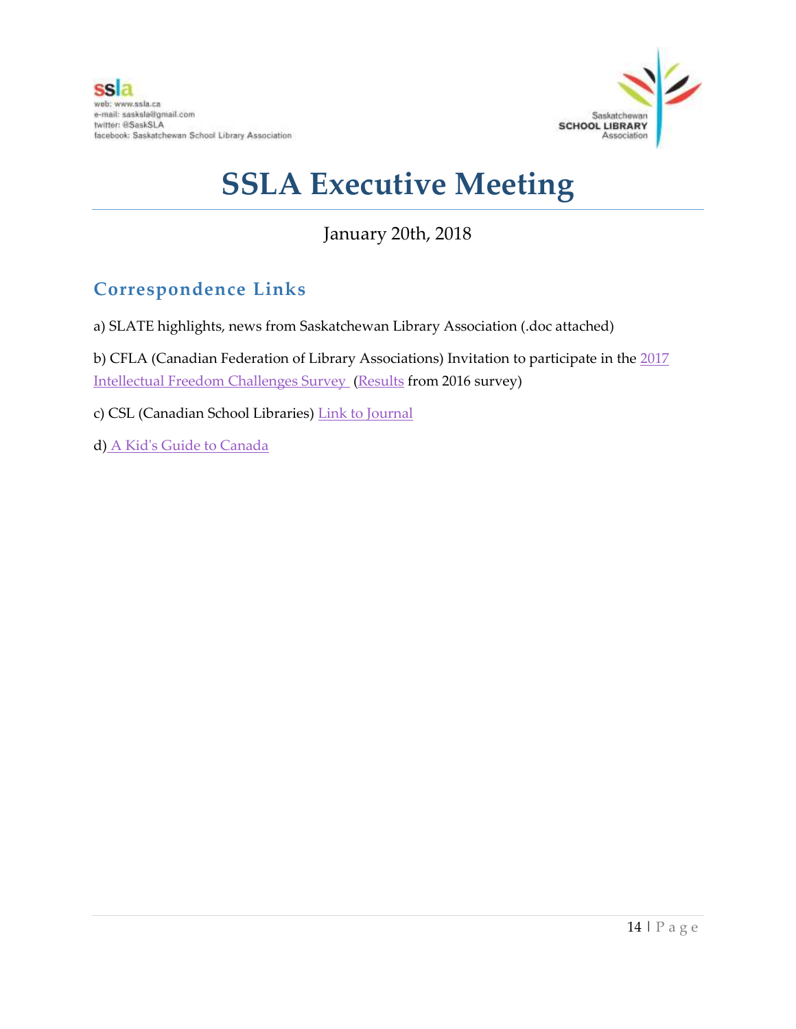ssla
web: www.ssla.ca
e-mail: sasksla@gmail.com
twitter: @SaskSLA
facebook: Saskatchewan School Library Association

Saskatchewan SCHOOL LIBRARY Association

# SSLA Executive Meeting

January 20th, 2018

## Correspondence Links

a) SLATE highlights, news from Saskatchewan Library Association (.doc attached)

b) CFLA (Canadian Federation of Library Associations) Invitation to participate in the 2017 Intellectual Freedom Challenges Survey (Results from 2016 survey)

c) CSL (Canadian School Libraries) Link to Journal

d) A Kid's Guide to Canada